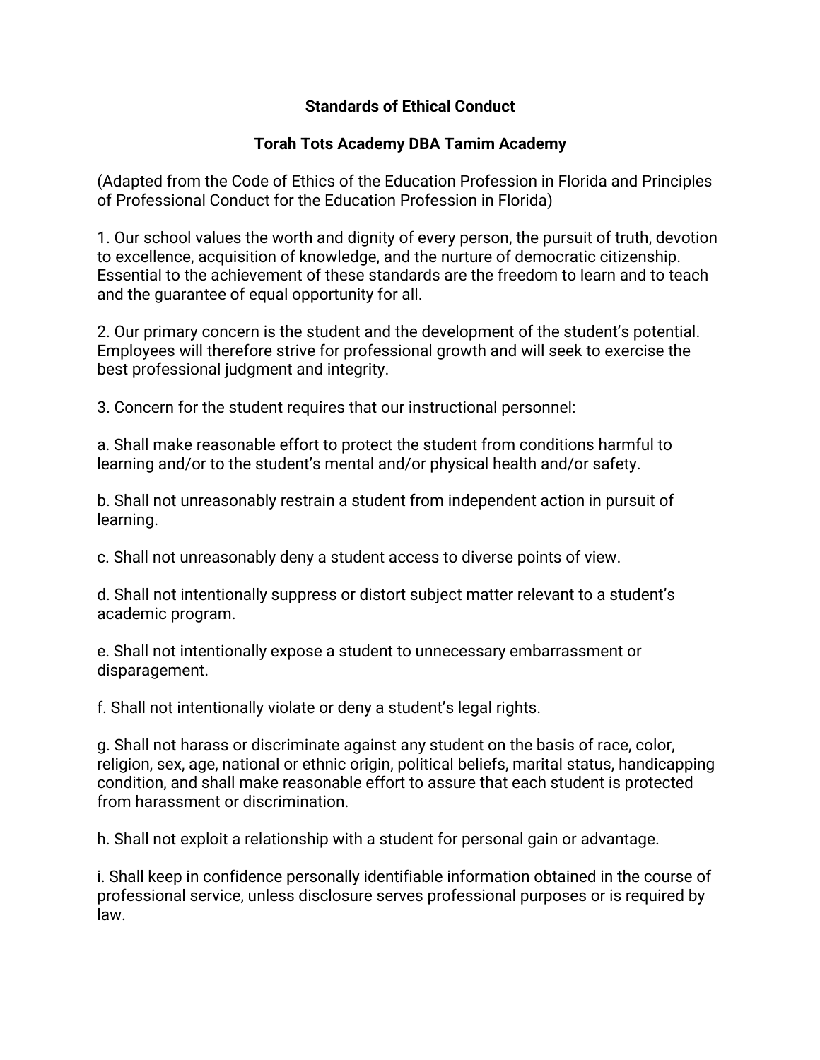# Standards of Ethical Conduct

## Torah Tots Academy DBA Tamim Academy

(Adapted from the Code of Ethics of the Education Profession in Florida and Principles of Professional Conduct for the Education Profession in Florida)

1. Our school values the worth and dignity of every person, the pursuit of truth, devotion to excellence, acquisition of knowledge, and the nurture of democratic citizenship. Essential to the achievement of these standards are the freedom to learn and to teach and the guarantee of equal opportunity for all.

2. Our primary concern is the student and the development of the student's potential. Employees will therefore strive for professional growth and will seek to exercise the best professional judgment and integrity.

3. Concern for the student requires that our instructional personnel:

a. Shall make reasonable effort to protect the student from conditions harmful to learning and/or to the student's mental and/or physical health and/or safety.

b. Shall not unreasonably restrain a student from independent action in pursuit of learning.

c. Shall not unreasonably deny a student access to diverse points of view.

d. Shall not intentionally suppress or distort subject matter relevant to a student's academic program.

e. Shall not intentionally expose a student to unnecessary embarrassment or disparagement.

f. Shall not intentionally violate or deny a student's legal rights.

g. Shall not harass or discriminate against any student on the basis of race, color, religion, sex, age, national or ethnic origin, political beliefs, marital status, handicapping condition, and shall make reasonable effort to assure that each student is protected from harassment or discrimination.

h. Shall not exploit a relationship with a student for personal gain or advantage.

i. Shall keep in confidence personally identifiable information obtained in the course of professional service, unless disclosure serves professional purposes or is required by law.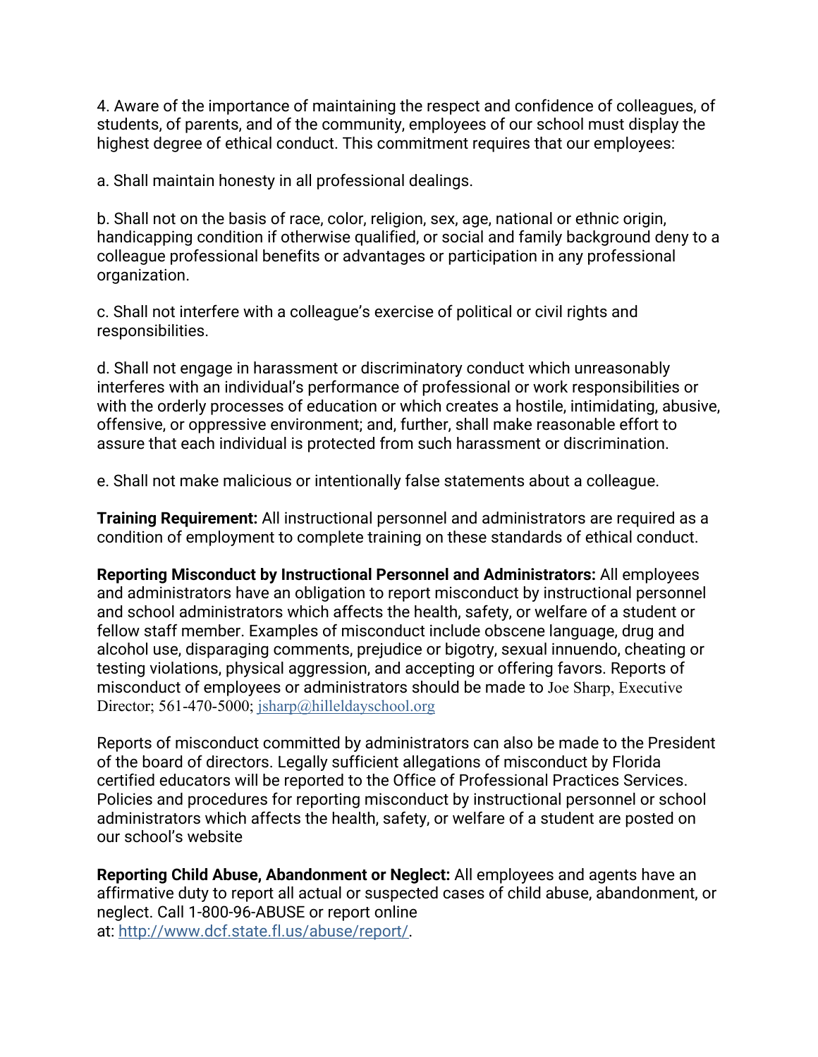4. Aware of the importance of maintaining the respect and confidence of colleagues, of students, of parents, and of the community, employees of our school must display the highest degree of ethical conduct. This commitment requires that our employees:

a. Shall maintain honesty in all professional dealings.

b. Shall not on the basis of race, color, religion, sex, age, national or ethnic origin, handicapping condition if otherwise qualified, or social and family background deny to a colleague professional benefits or advantages or participation in any professional organization.

c. Shall not interfere with a colleague's exercise of political or civil rights and responsibilities.

d. Shall not engage in harassment or discriminatory conduct which unreasonably interferes with an individual's performance of professional or work responsibilities or with the orderly processes of education or which creates a hostile, intimidating, abusive, offensive, or oppressive environment; and, further, shall make reasonable effort to assure that each individual is protected from such harassment or discrimination.

e. Shall not make malicious or intentionally false statements about a colleague.

**Training Requirement:** All instructional personnel and administrators are required as a condition of employment to complete training on these standards of ethical conduct.

**Reporting Misconduct by Instructional Personnel and Administrators:** All employees and administrators have an obligation to report misconduct by instructional personnel and school administrators which affects the health, safety, or welfare of a student or fellow staff member. Examples of misconduct include obscene language, drug and alcohol use, disparaging comments, prejudice or bigotry, sexual innuendo, cheating or testing violations, physical aggression, and accepting or offering favors. Reports of misconduct of employees or administrators should be made to Joe Sharp, Executive Director; 561-470-5000; jsharp@hilleldayschool.org

Reports of misconduct committed by administrators can also be made to the President of the board of directors. Legally sufficient allegations of misconduct by Florida certified educators will be reported to the Office of Professional Practices Services. Policies and procedures for reporting misconduct by instructional personnel or school administrators which affects the health, safety, or welfare of a student are posted on our school's website

**Reporting Child Abuse, Abandonment or Neglect:** All employees and agents have an affirmative duty to report all actual or suspected cases of child abuse, abandonment, or neglect. Call 1-800-96-ABUSE or report online at: http://www.dcf.state.fl.us/abuse/report/.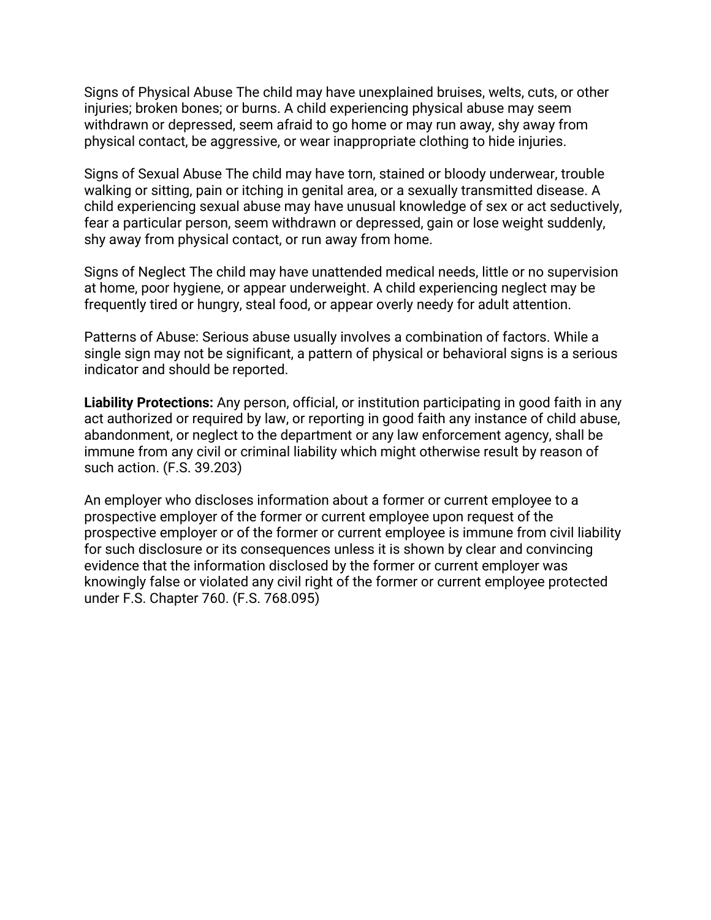Signs of Physical Abuse The child may have unexplained bruises, welts, cuts, or other injuries; broken bones; or burns. A child experiencing physical abuse may seem withdrawn or depressed, seem afraid to go home or may run away, shy away from physical contact, be aggressive, or wear inappropriate clothing to hide injuries.

Signs of Sexual Abuse The child may have torn, stained or bloody underwear, trouble walking or sitting, pain or itching in genital area, or a sexually transmitted disease. A child experiencing sexual abuse may have unusual knowledge of sex or act seductively, fear a particular person, seem withdrawn or depressed, gain or lose weight suddenly, shy away from physical contact, or run away from home.

Signs of Neglect The child may have unattended medical needs, little or no supervision at home, poor hygiene, or appear underweight. A child experiencing neglect may be frequently tired or hungry, steal food, or appear overly needy for adult attention.

Patterns of Abuse: Serious abuse usually involves a combination of factors. While a single sign may not be significant, a pattern of physical or behavioral signs is a serious indicator and should be reported.

**Liability Protections:** Any person, official, or institution participating in good faith in any act authorized or required by law, or reporting in good faith any instance of child abuse, abandonment, or neglect to the department or any law enforcement agency, shall be immune from any civil or criminal liability which might otherwise result by reason of such action. (F.S. 39.203)

An employer who discloses information about a former or current employee to a prospective employer of the former or current employee upon request of the prospective employer or of the former or current employee is immune from civil liability for such disclosure or its consequences unless it is shown by clear and convincing evidence that the information disclosed by the former or current employer was knowingly false or violated any civil right of the former or current employee protected under F.S. Chapter 760. (F.S. 768.095)